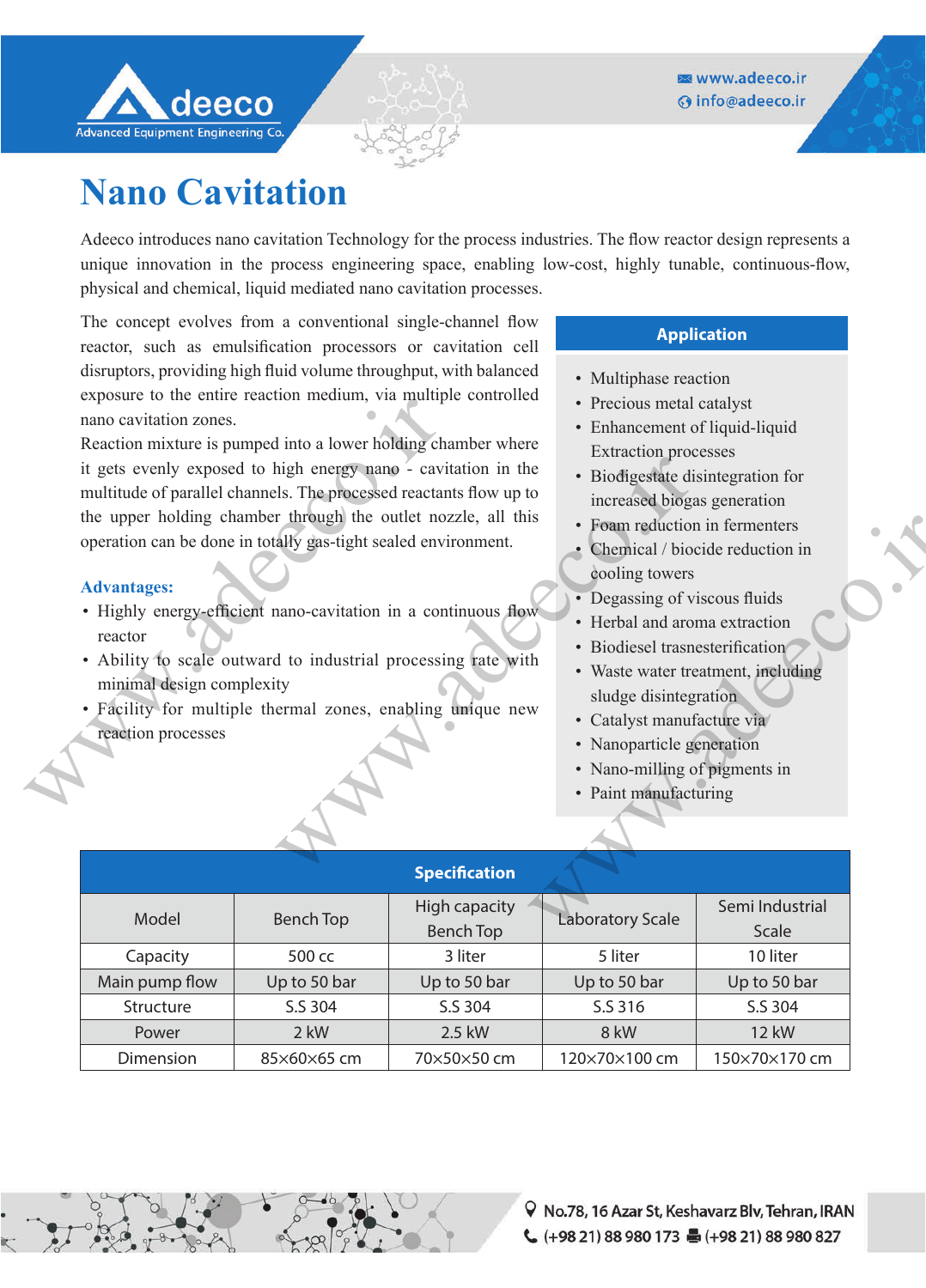Adeeco

Advanced Equipment Engineering Co.

www.adeeco.ir
info@adeeco.ir

# Nano Cavitation

Adeeco introduces nano cavitation Technology for the process industries. The flow reactor design represents a unique innovation in the process engineering space, enabling low-cost, highly tunable, continuous-flow, physical and chemical, liquid mediated nano cavitation processes.

The concept evolves from a conventional single-channel flow reactor, such as emulsification processors or cavitation cell disruptors, providing high fluid volume throughput, with balanced exposure to the entire reaction medium, via multiple controlled nano cavitation zones.

Reaction mixture is pumped into a lower holding chamber where it gets evenly exposed to high energy nano - cavitation in the multitude of parallel channels. The processed reactants flow up to the upper holding chamber through the outlet nozzle, all this operation can be done in totally gas-tight sealed environment.

### Advantages:

- Highly energy-efficient nano-cavitation in a continuous flow reactor
- Ability to scale outward to industrial processing rate with minimal design complexity
- Facility for multiple thermal zones, enabling unique new reaction processes

### Application

- Multiphase reaction
- Precious metal catalyst
- Enhancement of liquid-liquid Extraction processes
- Biodigestate disintegration for increased biogas generation
- Foam reduction in fermenters
- Chemical / biocide reduction in cooling towers
- Degassing of viscous fluids
- Herbal and aroma extraction
- Biodiesel trasnesterification
- Waste water treatment, including sludge disintegration
- Catalyst manufacture via
- Nanoparticle generation
- Nano-milling of pigments in
- Paint manufacturing

### Specification

| Model | Bench Top | High capacity Bench Top | Laboratory Scale | Semi Industrial Scale |
|---|---|---|---|---|
| Capacity | 500 cc | 3 liter | 5 liter | 10 liter |
| Main pump flow | Up to 50 bar | Up to 50 bar | Up to 50 bar | Up to 50 bar |
| Structure | S.S 304 | S.S 304 | S.S 316 | S.S 304 |
| Power | 2 kW | 2.5 kW | 8 kW | 12 kW |
| Dimension | 85×60×65 cm | 70×50×50 cm | 120×70×100 cm | 150×70×170 cm |

No.78, 16 Azar St, Keshavarz Blv, Tehran, IRAN
(+98 21) 88 980 173 (+98 21) 88 980 827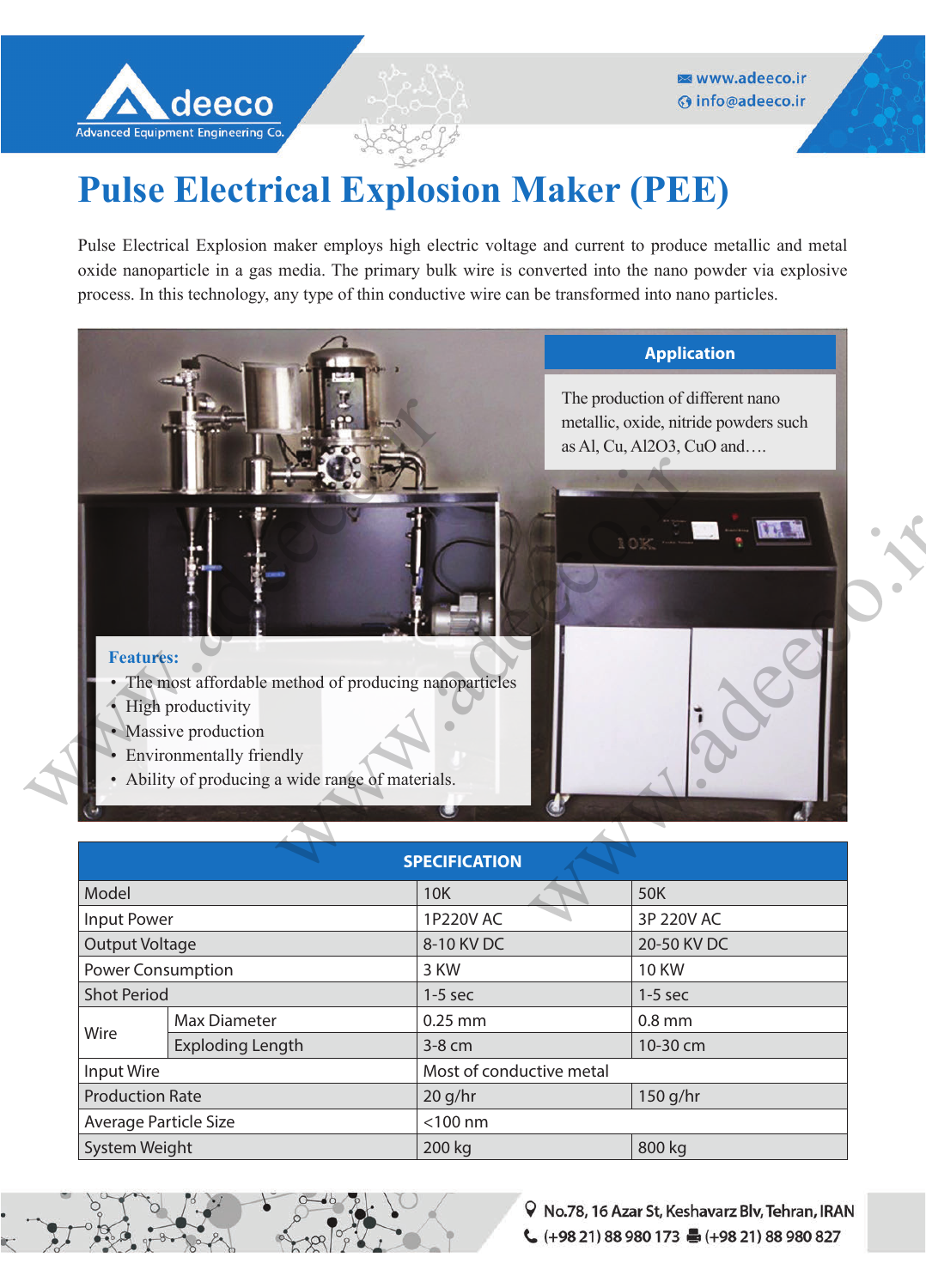# Pulse Electrical Explosion Maker (PEE)

Pulse Electrical Explosion maker employs high electric voltage and current to produce metallic and metal oxide nanoparticle in a gas media. The primary bulk wire is converted into the nano powder via explosive process. In this technology, any type of thin conductive wire can be transformed into nano particles.

## Application

The production of different nano metallic, oxide, nitride powders such as Al, Cu, $Al_2O_3$, CuO and….

**Features:**

- The most affordable method of producing nanoparticles
- High productivity
- Massive production
- Environmentally friendly
- Ability of producing a wide range of materials.

## SPECIFICATION

| | | | |
|---|---|---|---|
| Model | | 10K | 50K |
| Input Power | | 1P220V AC | 3P 220V AC |
| Output Voltage | | 8-10 KV DC | 20-50 KV DC |
| Power Consumption | | 3 KW | 10 KW |
| Shot Period | | 1-5 sec | 1-5 sec |
| Wire | Max Diameter | 0.25 mm | 0.8 mm |
| | Exploding Length | 3-8 cm | 10-30 cm |
| Input Wire | | Most of conductive metal | |
| Production Rate | | 20 g/hr | 150 g/hr |
| Average Particle Size | | <100 nm | |
| System Weight | | 200 kg | 800 kg |

No.78, 16 Azar St, Keshavarz Blv, Tehran, IRAN
(+98 21) 88 980 173 (+98 21) 88 980 827